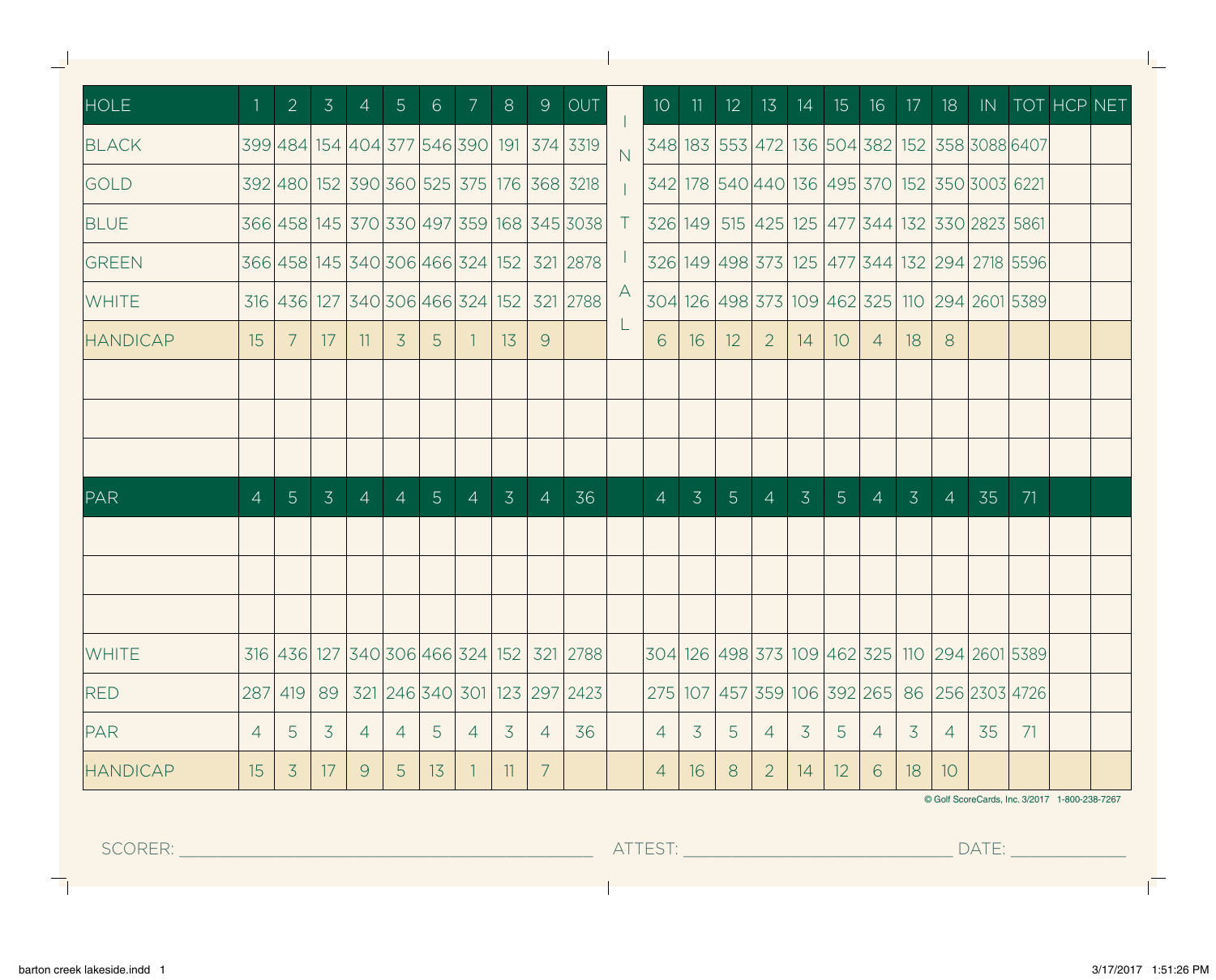| HOLE | 1 | 2 | 3 | 4 | 5 | 6 | 7 | 8 | 9 | OUT | INITIAL | 10 | 11 | 12 | 13 | 14 | 15 | 16 | 17 | 18 | IN | TOT | HCP | NET |
|---|---|---|---|---|---|---|---|---|---|---|---|---|---|---|---|---|---|---|---|---|---|---|---|---|
| BLACK | 399 | 484 | 154 | 404 | 377 | 546 | 390 | 191 | 374 | 3319 | | 348 | 183 | 553 | 472 | 136 | 504 | 382 | 152 | 358 | 3088 | 6407 | | |
| GOLD | 392 | 480 | 152 | 390 | 360 | 525 | 375 | 176 | 368 | 3218 | | 342 | 178 | 540 | 440 | 136 | 495 | 370 | 152 | 350 | 3003 | 6221 | | |
| BLUE | 366 | 458 | 145 | 370 | 330 | 497 | 359 | 168 | 345 | 3038 | | 326 | 149 | 515 | 425 | 125 | 477 | 344 | 132 | 330 | 2823 | 5861 | | |
| GREEN | 366 | 458 | 145 | 340 | 306 | 466 | 324 | 152 | 321 | 2878 | | 326 | 149 | 498 | 373 | 125 | 477 | 344 | 132 | 294 | 2718 | 5596 | | |
| WHITE | 316 | 436 | 127 | 340 | 306 | 466 | 324 | 152 | 321 | 2788 | | 304 | 126 | 498 | 373 | 109 | 462 | 325 | 110 | 294 | 2601 | 5389 | | |
| HANDICAP | 15 | 7 | 17 | 11 | 3 | 5 | 1 | 13 | 9 | | | 6 | 16 | 12 | 2 | 14 | 10 | 4 | 18 | 8 | | | | |
| | | | | | | | | | | | | | | | | | | | | | | | | |
| | | | | | | | | | | | | | | | | | | | | | | | | |
| | | | | | | | | | | | | | | | | | | | | | | | | |
| PAR | 4 | 5 | 3 | 4 | 4 | 5 | 4 | 3 | 4 | 36 | | 4 | 3 | 5 | 4 | 3 | 5 | 4 | 3 | 4 | 35 | 71 | | |
| | | | | | | | | | | | | | | | | | | | | | | | | |
| | | | | | | | | | | | | | | | | | | | | | | | | |
| | | | | | | | | | | | | | | | | | | | | | | | | |
| WHITE | 316 | 436 | 127 | 340 | 306 | 466 | 324 | 152 | 321 | 2788 | | 304 | 126 | 498 | 373 | 109 | 462 | 325 | 110 | 294 | 2601 | 5389 | | |
| RED | 287 | 419 | 89 | 321 | 246 | 340 | 301 | 123 | 297 | 2423 | | 275 | 107 | 457 | 359 | 106 | 392 | 265 | 86 | 256 | 2303 | 4726 | | |
| PAR | 4 | 5 | 3 | 4 | 4 | 5 | 4 | 3 | 4 | 36 | | 4 | 3 | 5 | 4 | 3 | 5 | 4 | 3 | 4 | 35 | 71 | | |
| HANDICAP | 15 | 3 | 17 | 9 | 5 | 13 | 1 | 11 | 7 | | | 4 | 16 | 8 | 2 | 14 | 12 | 6 | 18 | 10 | | | | |

© Golf ScoreCards, Inc. 3/2017 1-800-238-7267

SCORER: ______________________ ATTEST: ______________________ DATE: ____________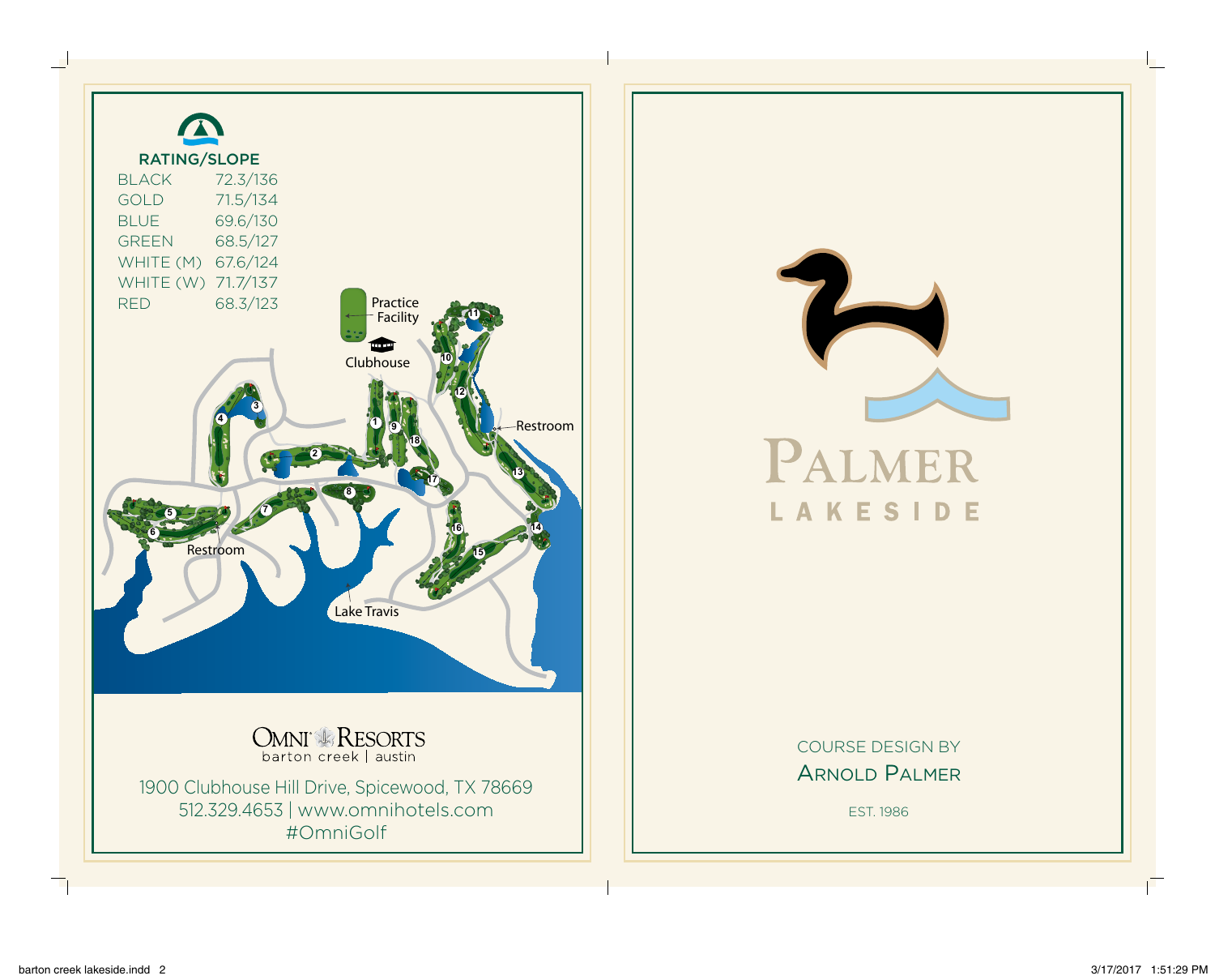## RATING/SLOPE

| | |
|---|---|
| BLACK | 72.3/136 |
| GOLD | 71.5/134 |
| BLUE | 69.6/130 |
| GREEN | 68.5/127 |
| WHITE (M) | 67.6/124 |
| WHITE (W) | 71.7/137 |
| RED | 68.3/123 |

Practice Facility

Clubhouse

Restroom

Restroom

Lake Travis

1 2 3 4 5 6 7 8 9 10 11 12 13 14 15 16 17 18

OMNI RESORTS
barton creek | austin

1900 Clubhouse Hill Drive, Spicewood, TX 78669
512.329.4653 | www.omnihotels.com
#OmniGolf

# PALMER
## LAKESIDE

COURSE DESIGN BY
ARNOLD PALMER

EST. 1986